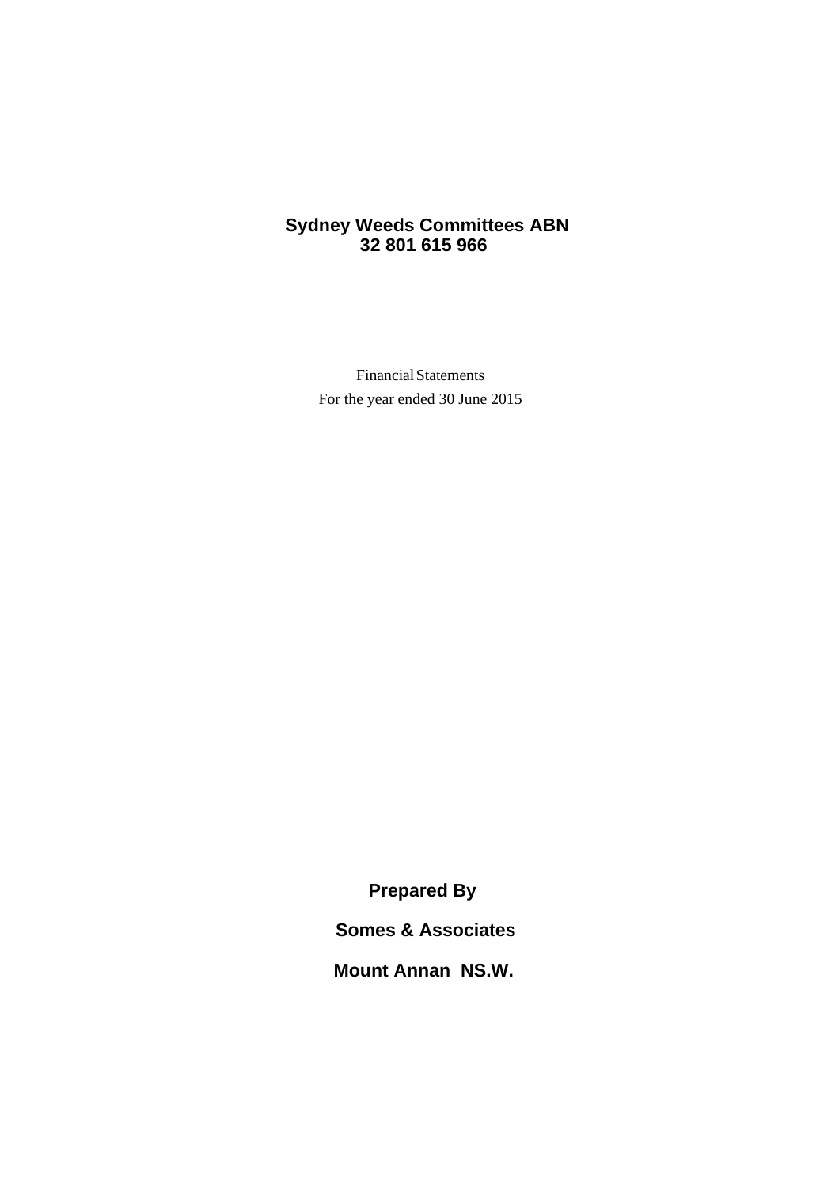# Sydney Weeds Committees ABN 32 801 615 966

Financial Statements

For the year ended 30 June 2015

**Prepared By**

**Somes & Associates**

**Mount Annan NS.W.**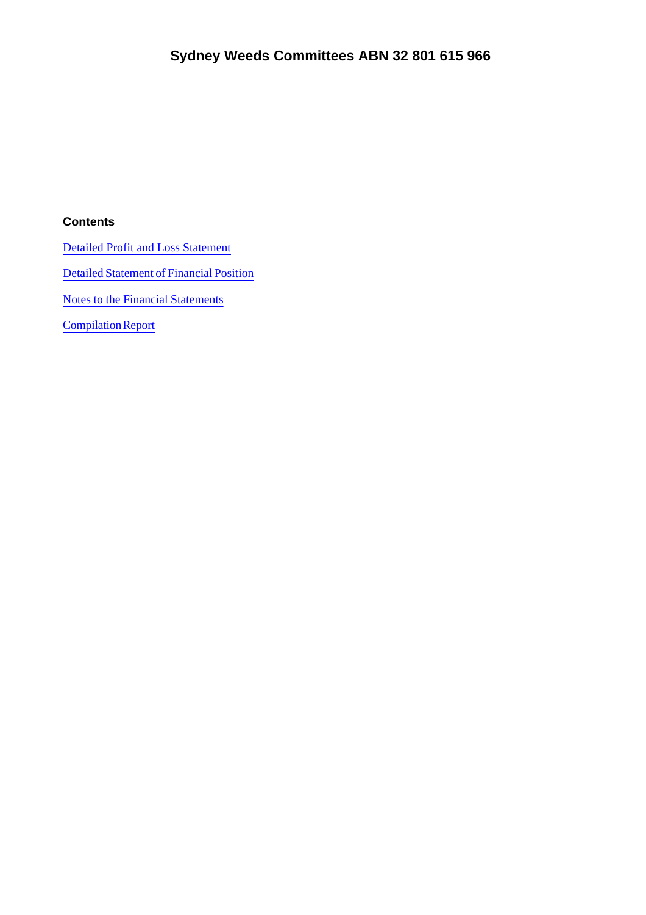# Sydney Weeds Committees ABN 32 801 615 966

**Contents**

Detailed Profit and Loss Statement

Detailed Statement of Financial Position

Notes to the Financial Statements

Compilation Report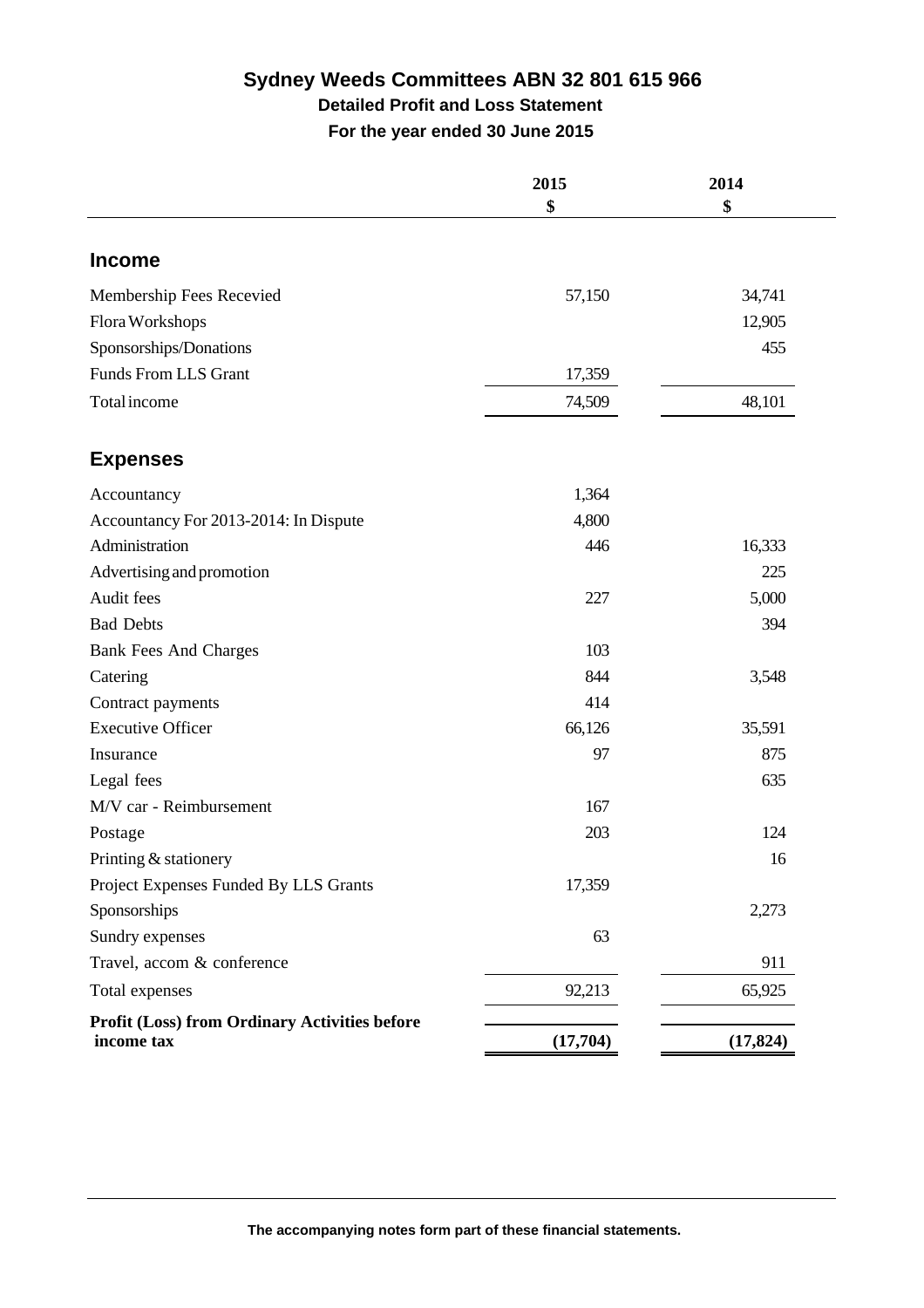# Sydney Weeds Committees ABN 32 801 615 966

## Detailed Profit and Loss Statement

## For the year ended 30 June 2015

| | 2015<br>$ | 2014<br>$ |
|---|---|---|
| **Income** | | |
| Membership Fees Recevied | 57,150 | 34,741 |
| Flora Workshops | | 12,905 |
| Sponsorships/Donations | | 455 |
| Funds From LLS Grant | 17,359 | |
| Total income | 74,509 | 48,101 |
| **Expenses** | | |
| Accountancy | 1,364 | |
| Accountancy For 2013-2014: In Dispute | 4,800 | |
| Administration | 446 | 16,333 |
| Advertising and promotion | | 225 |
| Audit fees | 227 | 5,000 |
| Bad Debts | | 394 |
| Bank Fees And Charges | 103 | |
| Catering | 844 | 3,548 |
| Contract payments | 414 | |
| Executive Officer | 66,126 | 35,591 |
| Insurance | 97 | 875 |
| Legal fees | | 635 |
| M/V car - Reimbursement | 167 | |
| Postage | 203 | 124 |
| Printing & stationery | | 16 |
| Project Expenses Funded By LLS Grants | 17,359 | |
| Sponsorships | | 2,273 |
| Sundry expenses | 63 | |
| Travel, accom & conference | | 911 |
| Total expenses | 92,213 | 65,925 |
| **Profit (Loss) from Ordinary Activities before income tax** | **(17,704)** | **(17,824)** |

**The accompanying notes form part of these financial statements.**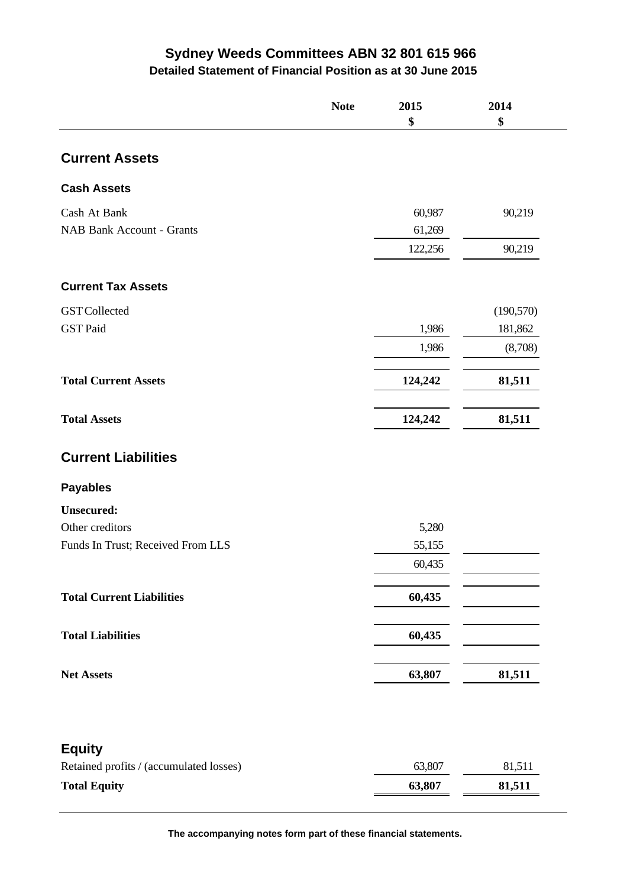# Sydney Weeds Committees ABN 32 801 615 966

## Detailed Statement of Financial Position as at 30 June 2015

| | Note | 2015<br>$ | 2014<br>$ |
|---|---|---|---|
| **Current Assets** | | | |
| **Cash Assets** | | | |
| Cash At Bank | | 60,987 | 90,219 |
| NAB Bank Account - Grants | | 61,269 | |
| | | 122,256 | 90,219 |
| **Current Tax Assets** | | | |
| GST Collected | | | (190,570) |
| GST Paid | | 1,986 | 181,862 |
| | | 1,986 | (8,708) |
| **Total Current Assets** | | **124,242** | **81,511** |
| **Total Assets** | | **124,242** | **81,511** |
| **Current Liabilities** | | | |
| **Payables** | | | |
| **Unsecured:** | | | |
| Other creditors | | 5,280 | |
| Funds In Trust; Received From LLS | | 55,155 | |
| | | 60,435 | |
| **Total Current Liabilities** | | **60,435** | |
| **Total Liabilities** | | **60,435** | |
| **Net Assets** | | **63,807** | **81,511** |
| **Equity** | | | |
| Retained profits / (accumulated losses) | | 63,807 | 81,511 |
| **Total Equity** | | **63,807** | **81,511** |

**The accompanying notes form part of these financial statements.**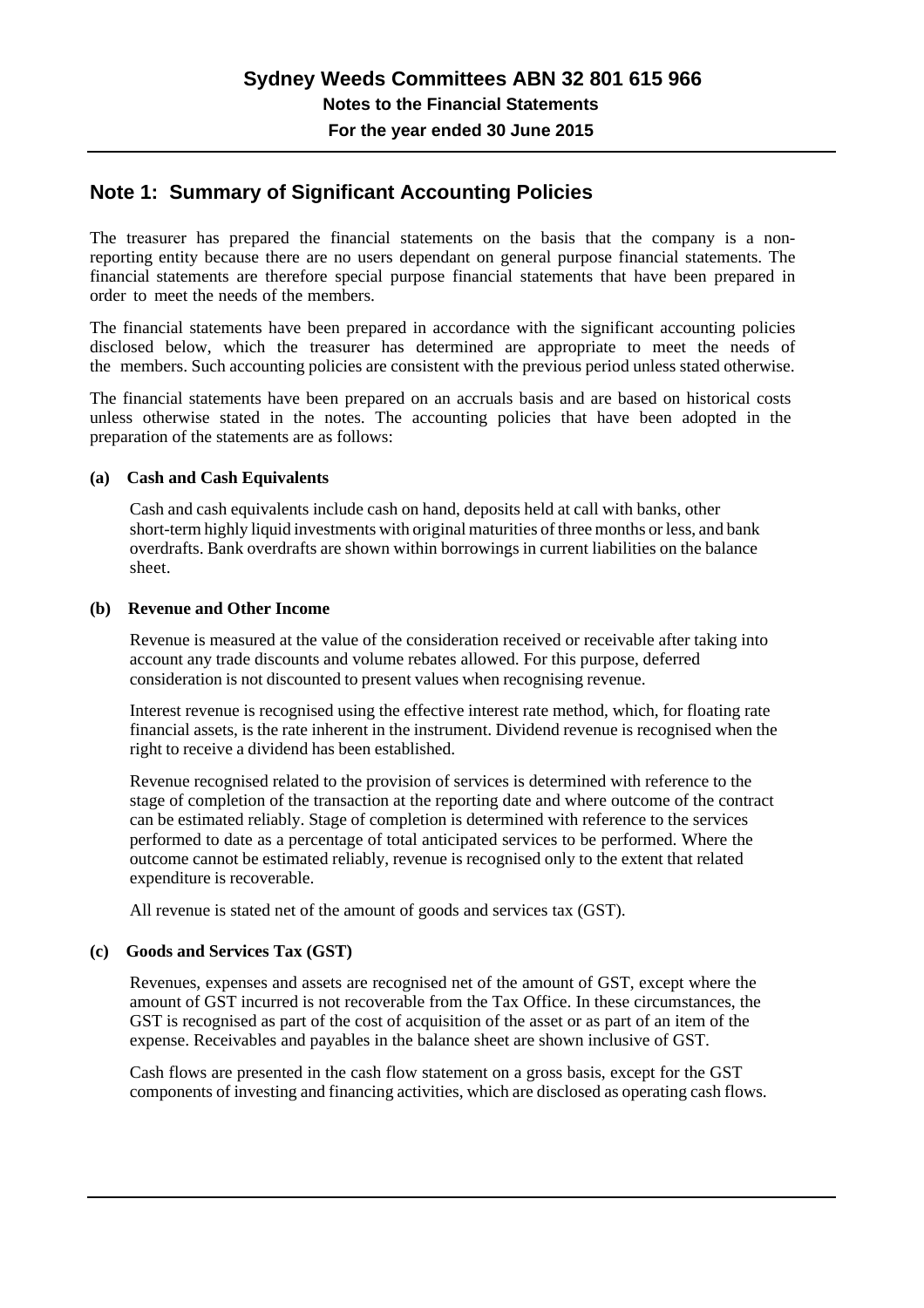# Sydney Weeds Committees ABN 32 801 615 966

**Notes to the Financial Statements**

**For the year ended 30 June 2015**

## Note 1: Summary of Significant Accounting Policies

The treasurer has prepared the financial statements on the basis that the company is a non-reporting entity because there are no users dependant on general purpose financial statements. The financial statements are therefore special purpose financial statements that have been prepared in order to meet the needs of the members.

The financial statements have been prepared in accordance with the significant accounting policies disclosed below, which the treasurer has determined are appropriate to meet the needs of the members. Such accounting policies are consistent with the previous period unless stated otherwise.

The financial statements have been prepared on an accruals basis and are based on historical costs unless otherwise stated in the notes. The accounting policies that have been adopted in the preparation of the statements are as follows:

### (a) Cash and Cash Equivalents

Cash and cash equivalents include cash on hand, deposits held at call with banks, other short-term highly liquid investments with original maturities of three months or less, and bank overdrafts. Bank overdrafts are shown within borrowings in current liabilities on the balance sheet.

### (b) Revenue and Other Income

Revenue is measured at the value of the consideration received or receivable after taking into account any trade discounts and volume rebates allowed. For this purpose, deferred consideration is not discounted to present values when recognising revenue.

Interest revenue is recognised using the effective interest rate method, which, for floating rate financial assets, is the rate inherent in the instrument. Dividend revenue is recognised when the right to receive a dividend has been established.

Revenue recognised related to the provision of services is determined with reference to the stage of completion of the transaction at the reporting date and where outcome of the contract can be estimated reliably. Stage of completion is determined with reference to the services performed to date as a percentage of total anticipated services to be performed. Where the outcome cannot be estimated reliably, revenue is recognised only to the extent that related expenditure is recoverable.

All revenue is stated net of the amount of goods and services tax (GST).

### (c) Goods and Services Tax (GST)

Revenues, expenses and assets are recognised net of the amount of GST, except where the amount of GST incurred is not recoverable from the Tax Office. In these circumstances, the GST is recognised as part of the cost of acquisition of the asset or as part of an item of the expense. Receivables and payables in the balance sheet are shown inclusive of GST.

Cash flows are presented in the cash flow statement on a gross basis, except for the GST components of investing and financing activities, which are disclosed as operating cash flows.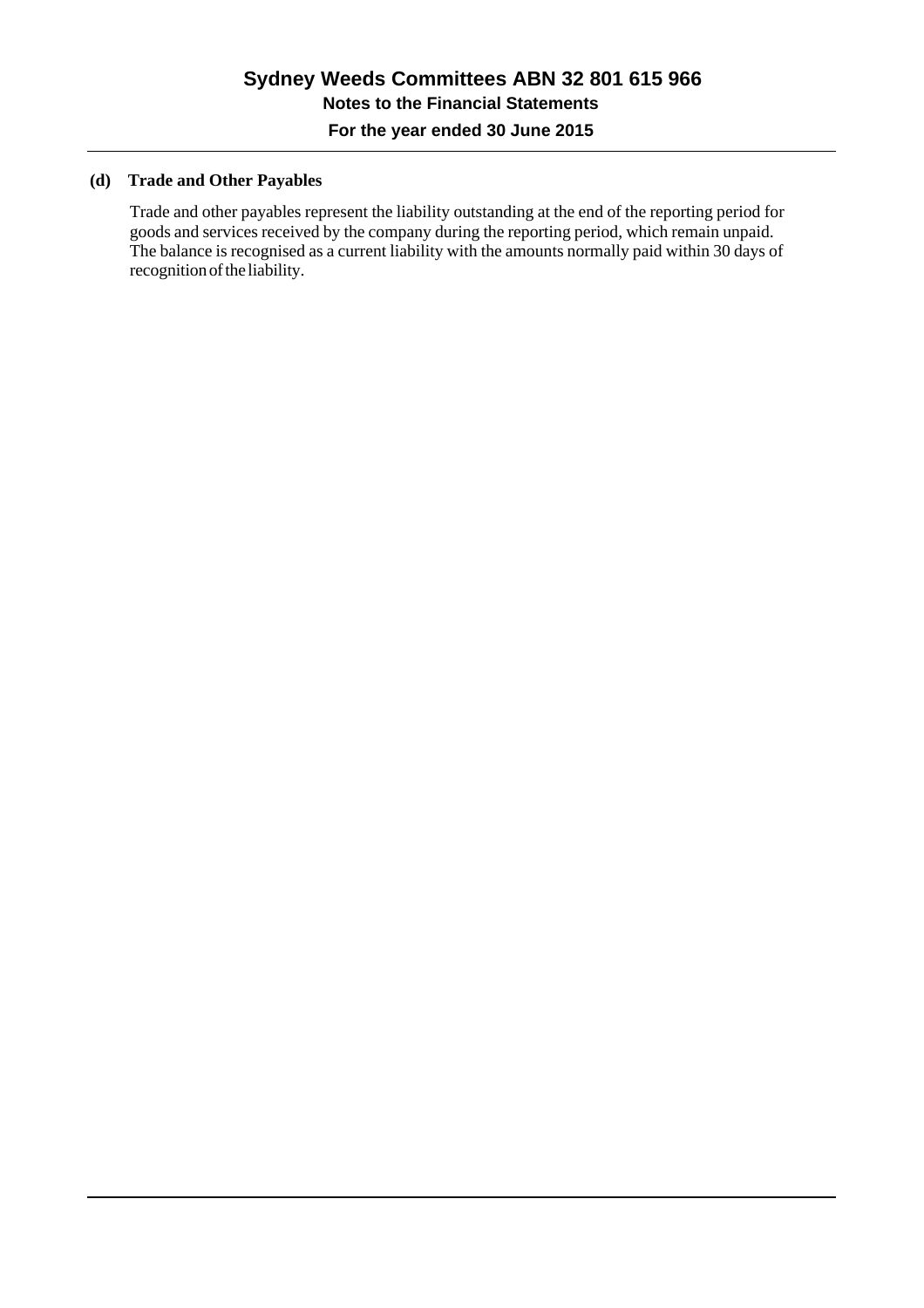**(d) Trade and Other Payables**

Trade and other payables represent the liability outstanding at the end of the reporting period for goods and services received by the company during the reporting period, which remain unpaid. The balance is recognised as a current liability with the amounts normally paid within 30 days of recognition of the liability.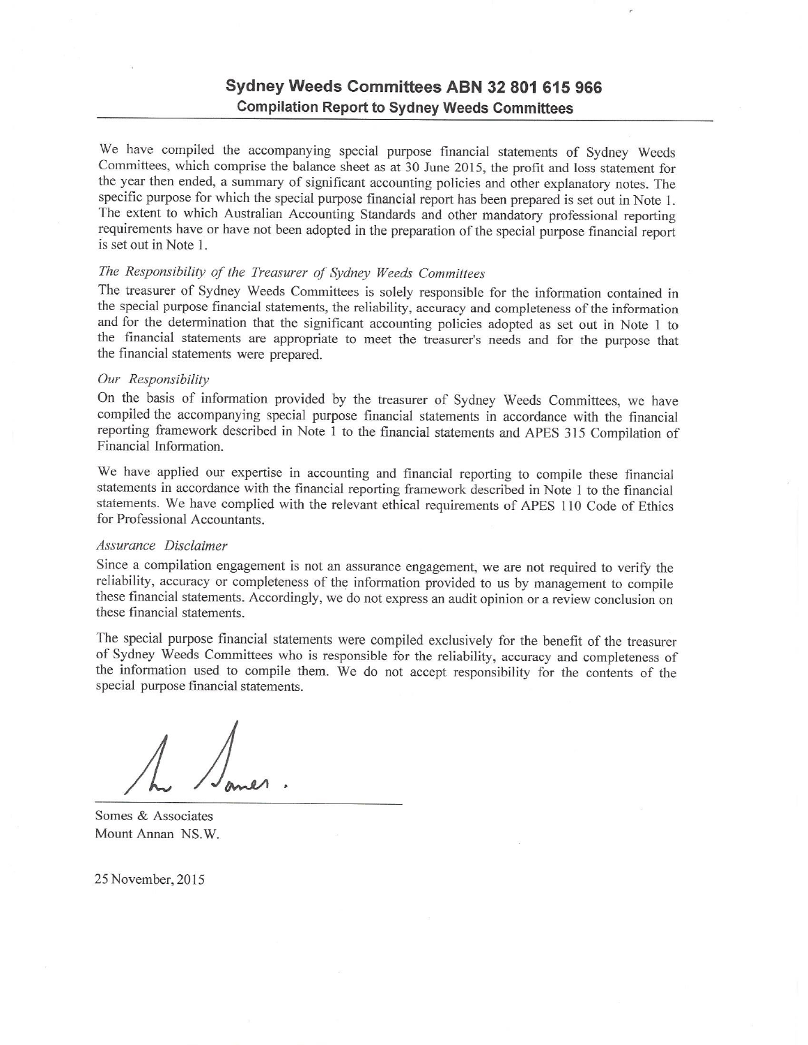## Sydney Weeds Committees ABN 32 801 615 966

### Compilation Report to Sydney Weeds Committees

We have compiled the accompanying special purpose financial statements of Sydney Weeds Committees, which comprise the balance sheet as at 30 June 2015, the profit and loss statement for the year then ended, a summary of significant accounting policies and other explanatory notes. The specific purpose for which the special purpose financial report has been prepared is set out in Note 1. The extent to which Australian Accounting Standards and other mandatory professional reporting requirements have or have not been adopted in the preparation of the special purpose financial report is set out in Note 1.

*The Responsibility of the Treasurer of Sydney Weeds Committees*

The treasurer of Sydney Weeds Committees is solely responsible for the information contained in the special purpose financial statements, the reliability, accuracy and completeness of the information and for the determination that the significant accounting policies adopted as set out in Note 1 to the financial statements are appropriate to meet the treasurer's needs and for the purpose that the financial statements were prepared.

*Our Responsibility*

On the basis of information provided by the treasurer of Sydney Weeds Committees, we have compiled the accompanying special purpose financial statements in accordance with the financial reporting framework described in Note 1 to the financial statements and APES 315 Compilation of Financial Information.

We have applied our expertise in accounting and financial reporting to compile these financial statements in accordance with the financial reporting framework described in Note 1 to the financial statements. We have complied with the relevant ethical requirements of APES 110 Code of Ethics for Professional Accountants.

*Assurance Disclaimer*

Since a compilation engagement is not an assurance engagement, we are not required to verify the reliability, accuracy or completeness of the information provided to us by management to compile these financial statements. Accordingly, we do not express an audit opinion or a review conclusion on these financial statements.

The special purpose financial statements were compiled exclusively for the benefit of the treasurer of Sydney Weeds Committees who is responsible for the reliability, accuracy and completeness of the information used to compile them. We do not accept responsibility for the contents of the special purpose financial statements.

Somes & Associates
Mount Annan NS.W.

25 November, 2015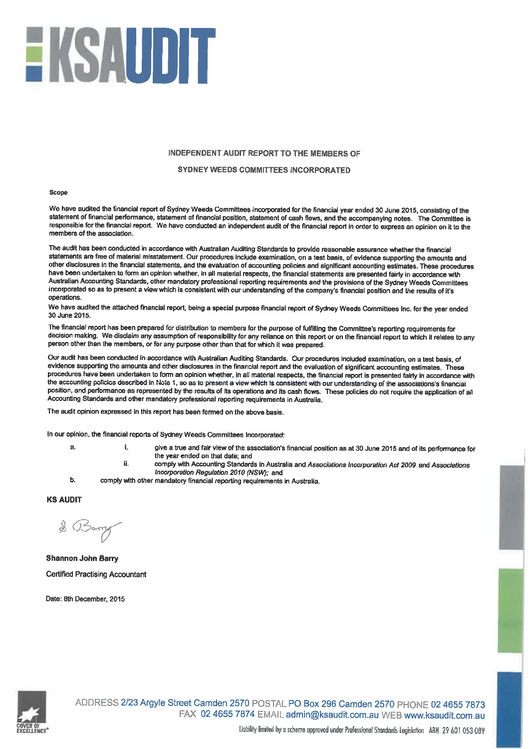# KSAUDIT

## INDEPENDENT AUDIT REPORT TO THE MEMBERS OF

## SYDNEY WEEDS COMMITTEES INCORPORATED

**Scope**

We have audited the financial report of Sydney Weeds Committees Incorporated for the financial year ended 30 June 2015, consisting of the statement of financial performance, statement of financial position, statement of cash flows, and the accompanying notes. The Committee is responsible for the financial report. We have conducted an independent audit of the financial report in order to express an opinion on it to the members of the association.

The audit has been conducted in accordance with Australian Auditing Standards to provide reasonable assurance whether the financial statements are free of material misstatement. Our procedures include examination, on a test basis, of evidence supporting the amounts and other disclosures in the financial statements, and the evaluation of accounting policies and significant accounting estimates. These procedures have been undertaken to form an opinion whether, in all material respects, the financial statements are presented fairly in accordance with Australian Accounting Standards, other mandatory professional reporting requirements and the provisions of the Sydney Weeds Committees Incorporated so as to present a view which is consistent with our understanding of the company's financial position and the results of it's operations.

We have audited the attached financial report, being a special purpose financial report of Sydney Weeds Committees Inc. for the year ended 30 June 2015.

The financial report has been prepared for distribution to members for the purpose of fulfilling the Committee's reporting requirements for decision making. We disclaim any assumption of responsibility for any reliance on this report or on the financial report to which it relates to any person other than the members, or for any purpose other than that for which it was prepared.

Our audit has been conducted in accordance with Australian Auditing Standards. Our procedures included examination, on a test basis, of evidence supporting the amounts and other disclosures in the financial report and the evaluation of significant accounting estimates. These procedures have been undertaken to form an opinion whether, in all material respects, the financial report is presented fairly in accordance with the accounting policies described in Note 1, so as to present a view which is consistent with our understanding of the associations's financial position, and performance as represented by the results of its operations and its cash flows. These policies do not require the application of all Accounting Standards and other mandatory professional reporting requirements in Australia.

The audit opinion expressed in this report has been formed on the above basis.

In our opinion, the financial reports of Sydney Weeds Committees Incorporated:

a. i. give a true and fair view of the association's financial position as at 30 June 2015 and of its performance for the year ended on that date; and

   ii. comply with Accounting Standards in Australia and *Associations Incorporation Act 2009* and *Associations Incorporation Regulation 2010 (NSW)*; and

b. comply with other mandatory financial reporting requirements in Australia.

**KS AUDIT**

**Shannon John Barry**

Certified Practising Accountant

Date: 8th December, 2015

ADDRESS 2/23 Argyle Street Camden 2570 POSTAL PO Box 296 Camden 2570 PHONE 02 4655 7873 FAX 02 4655 7874 EMAIL admin@ksaudit.com.au WEB www.ksaudit.com.au

Liability limited by a scheme approved under Professional Standards Legislation ABN 29 601 053 089